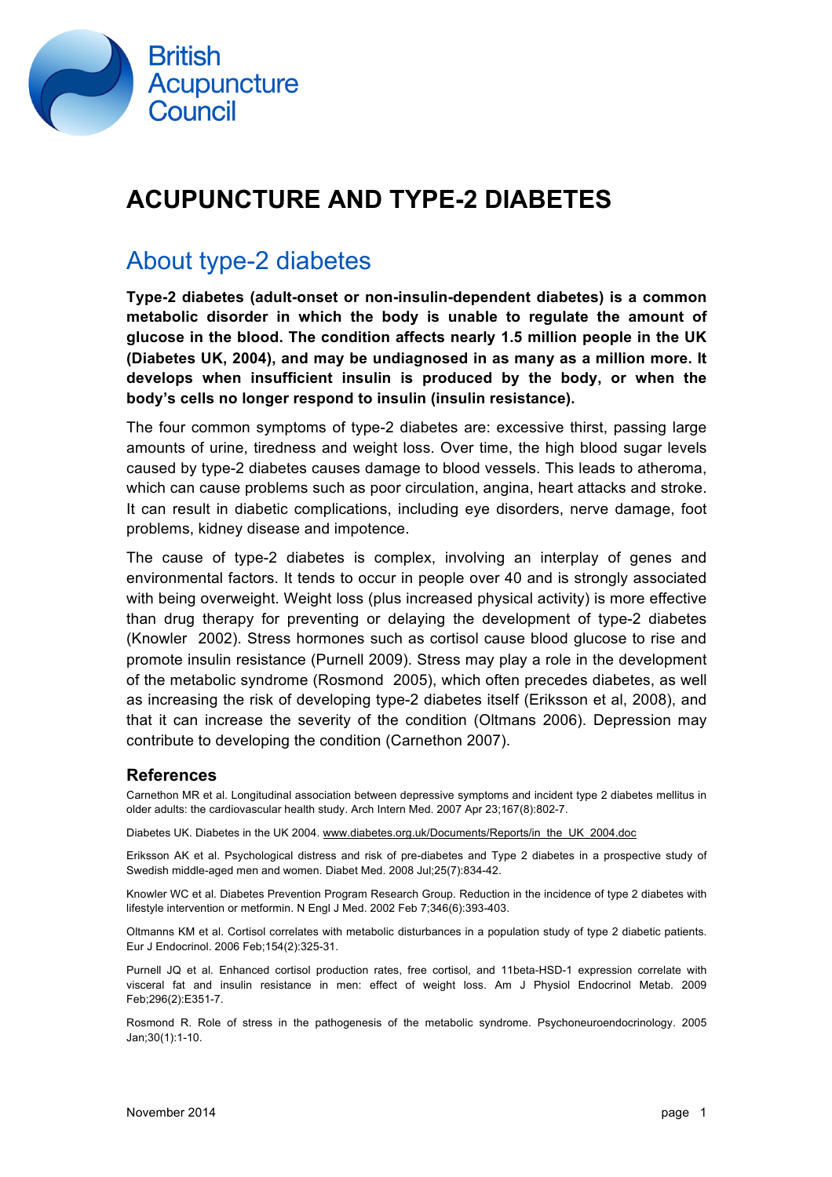British Acupuncture Council

# ACUPUNCTURE AND TYPE-2 DIABETES

## About type-2 diabetes

**Type-2 diabetes (adult-onset or non-insulin-dependent diabetes) is a common metabolic disorder in which the body is unable to regulate the amount of glucose in the blood. The condition affects nearly 1.5 million people in the UK (Diabetes UK, 2004), and may be undiagnosed in as many as a million more. It develops when insufficient insulin is produced by the body, or when the body's cells no longer respond to insulin (insulin resistance).**

The four common symptoms of type-2 diabetes are: excessive thirst, passing large amounts of urine, tiredness and weight loss. Over time, the high blood sugar levels caused by type-2 diabetes causes damage to blood vessels. This leads to atheroma, which can cause problems such as poor circulation, angina, heart attacks and stroke. It can result in diabetic complications, including eye disorders, nerve damage, foot problems, kidney disease and impotence.

The cause of type-2 diabetes is complex, involving an interplay of genes and environmental factors. It tends to occur in people over 40 and is strongly associated with being overweight. Weight loss (plus increased physical activity) is more effective than drug therapy for preventing or delaying the development of type-2 diabetes (Knowler 2002). Stress hormones such as cortisol cause blood glucose to rise and promote insulin resistance (Purnell 2009). Stress may play a role in the development of the metabolic syndrome (Rosmond 2005), which often precedes diabetes, as well as increasing the risk of developing type-2 diabetes itself (Eriksson et al, 2008), and that it can increase the severity of the condition (Oltmans 2006). Depression may contribute to developing the condition (Carnethon 2007).

### References

Carnethon MR et al. Longitudinal association between depressive symptoms and incident type 2 diabetes mellitus in older adults: the cardiovascular health study. Arch Intern Med. 2007 Apr 23;167(8):802-7.

Diabetes UK. Diabetes in the UK 2004. www.diabetes.org.uk/Documents/Reports/in_the_UK_2004.doc

Eriksson AK et al. Psychological distress and risk of pre-diabetes and Type 2 diabetes in a prospective study of Swedish middle-aged men and women. Diabet Med. 2008 Jul;25(7):834-42.

Knowler WC et al. Diabetes Prevention Program Research Group. Reduction in the incidence of type 2 diabetes with lifestyle intervention or metformin. N Engl J Med. 2002 Feb 7;346(6):393-403.

Oltmanns KM et al. Cortisol correlates with metabolic disturbances in a population study of type 2 diabetic patients. Eur J Endocrinol. 2006 Feb;154(2):325-31.

Purnell JQ et al. Enhanced cortisol production rates, free cortisol, and 11beta-HSD-1 expression correlate with visceral fat and insulin resistance in men: effect of weight loss. Am J Physiol Endocrinol Metab. 2009 Feb;296(2):E351-7.

Rosmond R. Role of stress in the pathogenesis of the metabolic syndrome. Psychoneuroendocrinology. 2005 Jan;30(1):1-10.

November 2014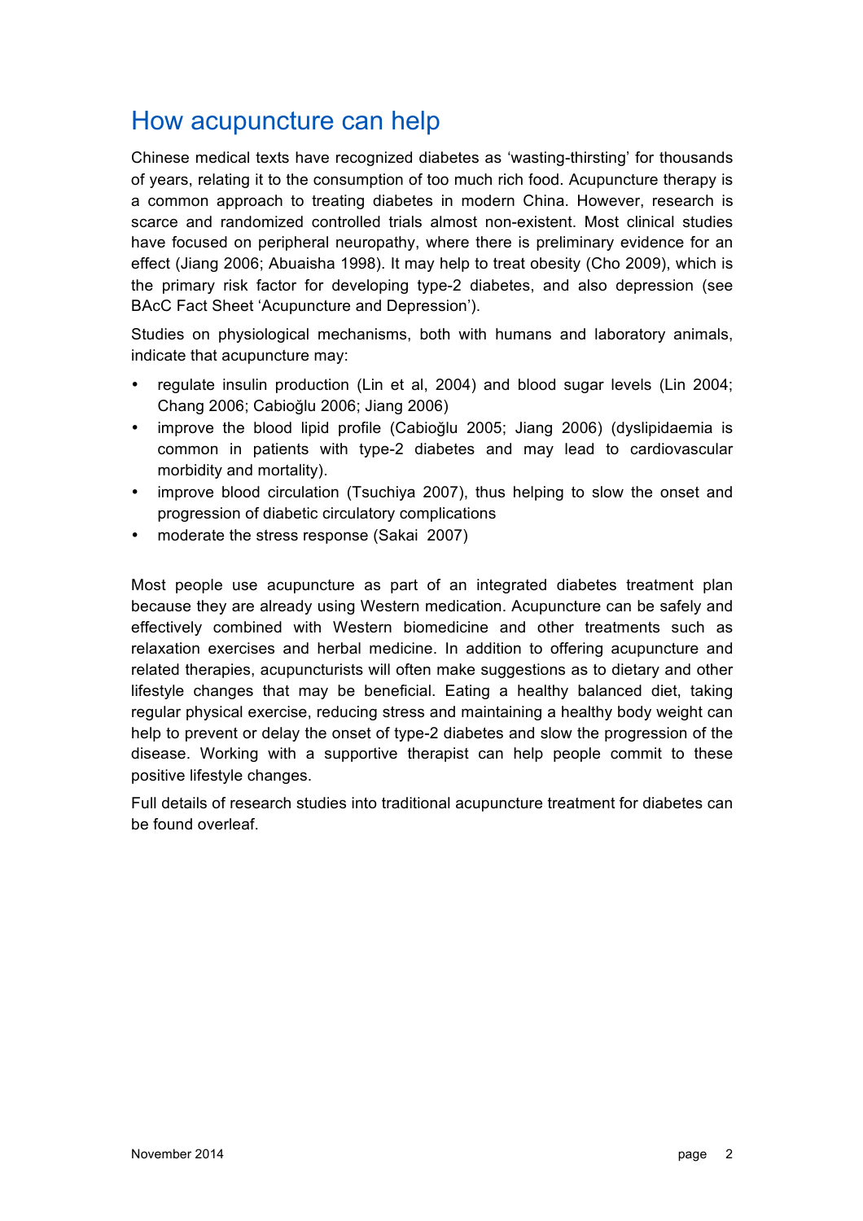## How acupuncture can help

Chinese medical texts have recognized diabetes as 'wasting-thirsting' for thousands of years, relating it to the consumption of too much rich food. Acupuncture therapy is a common approach to treating diabetes in modern China. However, research is scarce and randomized controlled trials almost non-existent. Most clinical studies have focused on peripheral neuropathy, where there is preliminary evidence for an effect (Jiang 2006; Abuaisha 1998). It may help to treat obesity (Cho 2009), which is the primary risk factor for developing type-2 diabetes, and also depression (see BAcC Fact Sheet 'Acupuncture and Depression').

Studies on physiological mechanisms, both with humans and laboratory animals, indicate that acupuncture may:

- regulate insulin production (Lin et al, 2004) and blood sugar levels (Lin 2004; Chang 2006; Cabioğlu 2006; Jiang 2006)
- improve the blood lipid profile (Cabioğlu 2005; Jiang 2006) (dyslipidaemia is common in patients with type-2 diabetes and may lead to cardiovascular morbidity and mortality).
- improve blood circulation (Tsuchiya 2007), thus helping to slow the onset and progression of diabetic circulatory complications
- moderate the stress response (Sakai 2007)

Most people use acupuncture as part of an integrated diabetes treatment plan because they are already using Western medication. Acupuncture can be safely and effectively combined with Western biomedicine and other treatments such as relaxation exercises and herbal medicine. In addition to offering acupuncture and related therapies, acupuncturists will often make suggestions as to dietary and other lifestyle changes that may be beneficial. Eating a healthy balanced diet, taking regular physical exercise, reducing stress and maintaining a healthy body weight can help to prevent or delay the onset of type-2 diabetes and slow the progression of the disease. Working with a supportive therapist can help people commit to these positive lifestyle changes.

Full details of research studies into traditional acupuncture treatment for diabetes can be found overleaf.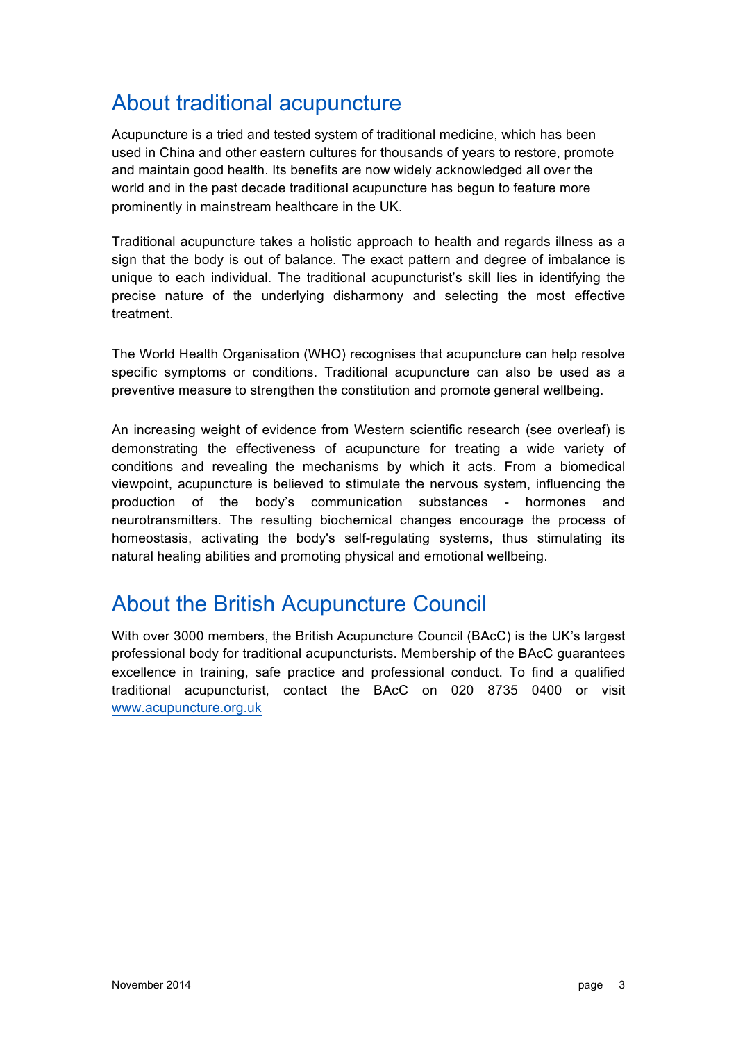## About traditional acupuncture

Acupuncture is a tried and tested system of traditional medicine, which has been used in China and other eastern cultures for thousands of years to restore, promote and maintain good health. Its benefits are now widely acknowledged all over the world and in the past decade traditional acupuncture has begun to feature more prominently in mainstream healthcare in the UK.

Traditional acupuncture takes a holistic approach to health and regards illness as a sign that the body is out of balance. The exact pattern and degree of imbalance is unique to each individual. The traditional acupuncturist's skill lies in identifying the precise nature of the underlying disharmony and selecting the most effective treatment.

The World Health Organisation (WHO) recognises that acupuncture can help resolve specific symptoms or conditions. Traditional acupuncture can also be used as a preventive measure to strengthen the constitution and promote general wellbeing.

An increasing weight of evidence from Western scientific research (see overleaf) is demonstrating the effectiveness of acupuncture for treating a wide variety of conditions and revealing the mechanisms by which it acts. From a biomedical viewpoint, acupuncture is believed to stimulate the nervous system, influencing the production of the body's communication substances - hormones and neurotransmitters. The resulting biochemical changes encourage the process of homeostasis, activating the body's self-regulating systems, thus stimulating its natural healing abilities and promoting physical and emotional wellbeing.

## About the British Acupuncture Council

With over 3000 members, the British Acupuncture Council (BAcC) is the UK's largest professional body for traditional acupuncturists. Membership of the BAcC guarantees excellence in training, safe practice and professional conduct. To find a qualified traditional acupuncturist, contact the BAcC on 020 8735 0400 or visit [www.acupuncture.org.uk](http://www.acupuncture.org.uk)

November 2014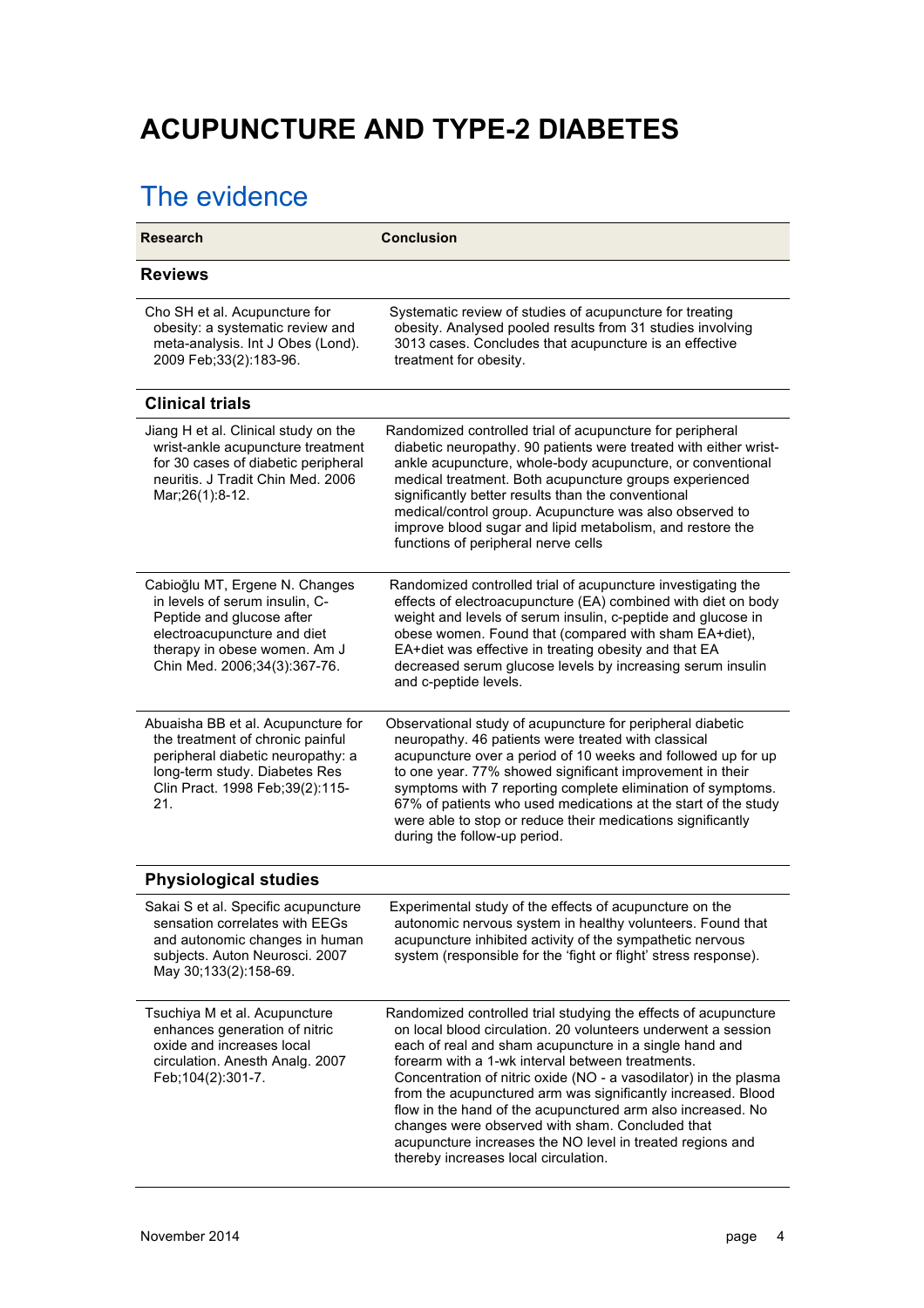# ACUPUNCTURE AND TYPE-2 DIABETES

## The evidence

| Research | Conclusion |
|---|---|
| **Reviews** | |
| Cho SH et al. Acupuncture for obesity: a systematic review and meta-analysis. Int J Obes (Lond). 2009 Feb;33(2):183-96. | Systematic review of studies of acupuncture for treating obesity. Analysed pooled results from 31 studies involving 3013 cases. Concludes that acupuncture is an effective treatment for obesity. |
| **Clinical trials** | |
| Jiang H et al. Clinical study on the wrist-ankle acupuncture treatment for 30 cases of diabetic peripheral neuritis. J Tradit Chin Med. 2006 Mar;26(1):8-12. | Randomized controlled trial of acupuncture for peripheral diabetic neuropathy. 90 patients were treated with either wrist-ankle acupuncture, whole-body acupuncture, or conventional medical treatment. Both acupuncture groups experienced significantly better results than the conventional medical/control group. Acupuncture was also observed to improve blood sugar and lipid metabolism, and restore the functions of peripheral nerve cells |
| Cabioğlu MT, Ergene N. Changes in levels of serum insulin, C-Peptide and glucose after electroacupuncture and diet therapy in obese women. Am J Chin Med. 2006;34(3):367-76. | Randomized controlled trial of acupuncture investigating the effects of electroacupuncture (EA) combined with diet on body weight and levels of serum insulin, c-peptide and glucose in obese women. Found that (compared with sham EA+diet), EA+diet was effective in treating obesity and that EA decreased serum glucose levels by increasing serum insulin and c-peptide levels. |
| Abuaisha BB et al. Acupuncture for the treatment of chronic painful peripheral diabetic neuropathy: a long-term study. Diabetes Res Clin Pract. 1998 Feb;39(2):115-21. | Observational study of acupuncture for peripheral diabetic neuropathy. 46 patients were treated with classical acupuncture over a period of 10 weeks and followed up for up to one year. 77% showed significant improvement in their symptoms with 7 reporting complete elimination of symptoms. 67% of patients who used medications at the start of the study were able to stop or reduce their medications significantly during the follow-up period. |
| **Physiological studies** | |
| Sakai S et al. Specific acupuncture sensation correlates with EEGs and autonomic changes in human subjects. Auton Neurosci. 2007 May 30;133(2):158-69. | Experimental study of the effects of acupuncture on the autonomic nervous system in healthy volunteers. Found that acupuncture inhibited activity of the sympathetic nervous system (responsible for the 'fight or flight' stress response). |
| Tsuchiya M et al. Acupuncture enhances generation of nitric oxide and increases local circulation. Anesth Analg. 2007 Feb;104(2):301-7. | Randomized controlled trial studying the effects of acupuncture on local blood circulation. 20 volunteers underwent a session each of real and sham acupuncture in a single hand and forearm with a 1-wk interval between treatments. Concentration of nitric oxide (NO - a vasodilator) in the plasma from the acupunctured arm was significantly increased. Blood flow in the hand of the acupunctured arm also increased. No changes were observed with sham. Concluded that acupuncture increases the NO level in treated regions and thereby increases local circulation. |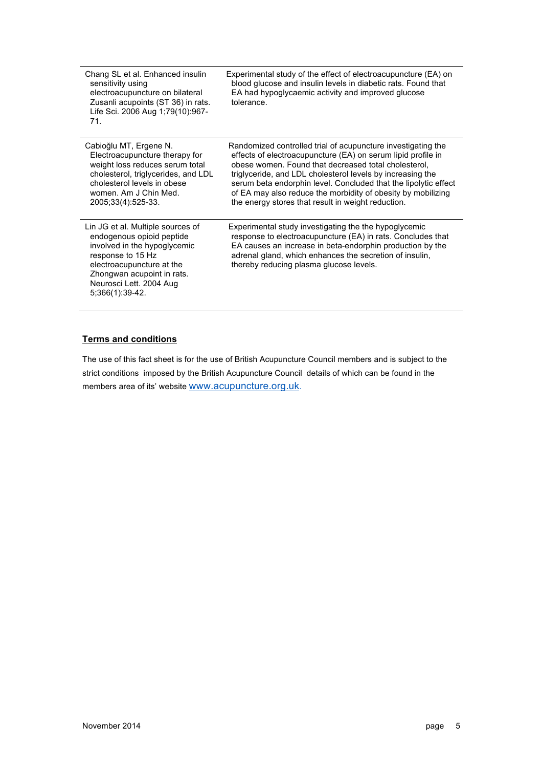| | |
|---|---|
| Chang SL et al. Enhanced insulin sensitivity using electroacupuncture on bilateral Zusanli acupoints (ST 36) in rats. Life Sci. 2006 Aug 1;79(10):967-71. | Experimental study of the effect of electroacupuncture (EA) on blood glucose and insulin levels in diabetic rats. Found that EA had hypoglycaemic activity and improved glucose tolerance. |
| Cabioğlu MT, Ergene N. Electroacupuncture therapy for weight loss reduces serum total cholesterol, triglycerides, and LDL cholesterol levels in obese women. Am J Chin Med. 2005;33(4):525-33. | Randomized controlled trial of acupuncture investigating the effects of electroacupuncture (EA) on serum lipid profile in obese women. Found that decreased total cholesterol, triglyceride, and LDL cholesterol levels by increasing the serum beta endorphin level. Concluded that the lipolytic effect of EA may also reduce the morbidity of obesity by mobilizing the energy stores that result in weight reduction. |
| Lin JG et al. Multiple sources of endogenous opioid peptide involved in the hypoglycemic response to 15 Hz electroacupuncture at the Zhongwan acupoint in rats. Neurosci Lett. 2004 Aug 5;366(1):39-42. | Experimental study investigating the the hypoglycemic response to electroacupuncture (EA) in rats. Concludes that EA causes an increase in beta-endorphin production by the adrenal gland, which enhances the secretion of insulin, thereby reducing plasma glucose levels. |

## Terms and conditions

The use of this fact sheet is for the use of British Acupuncture Council members and is subject to the strict conditions imposed by the British Acupuncture Council details of which can be found in the members area of its' website www.acupuncture.org.uk.

November 2014